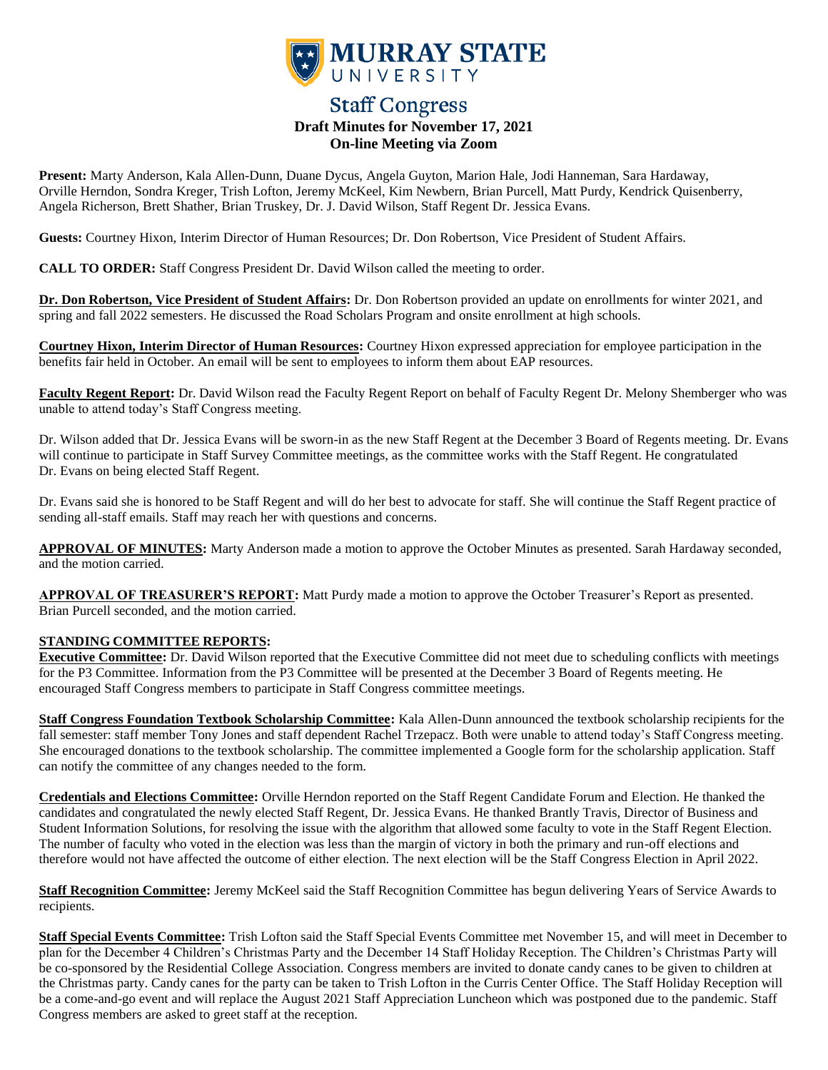# MURRAY STATE UNIVERSITY

## Staff Congress

**Draft Minutes for November 17, 2021**
**On-line Meeting via Zoom**

**Present:** Marty Anderson, Kala Allen-Dunn, Duane Dycus, Angela Guyton, Marion Hale, Jodi Hanneman, Sara Hardaway, Orville Herndon, Sondra Kreger, Trish Lofton, Jeremy McKeel, Kim Newbern, Brian Purcell, Matt Purdy, Kendrick Quisenberry, Angela Richerson, Brett Shather, Brian Truskey, Dr. J. David Wilson, Staff Regent Dr. Jessica Evans.

**Guests:** Courtney Hixon, Interim Director of Human Resources; Dr. Don Robertson, Vice President of Student Affairs.

**CALL TO ORDER:** Staff Congress President Dr. David Wilson called the meeting to order.

**Dr. Don Robertson, Vice President of Student Affairs:** Dr. Don Robertson provided an update on enrollments for winter 2021, and spring and fall 2022 semesters. He discussed the Road Scholars Program and onsite enrollment at high schools.

**Courtney Hixon, Interim Director of Human Resources:** Courtney Hixon expressed appreciation for employee participation in the benefits fair held in October. An email will be sent to employees to inform them about EAP resources.

**Faculty Regent Report:** Dr. David Wilson read the Faculty Regent Report on behalf of Faculty Regent Dr. Melony Shemberger who was unable to attend today's Staff Congress meeting.

Dr. Wilson added that Dr. Jessica Evans will be sworn-in as the new Staff Regent at the December 3 Board of Regents meeting. Dr. Evans will continue to participate in Staff Survey Committee meetings, as the committee works with the Staff Regent. He congratulated Dr. Evans on being elected Staff Regent.

Dr. Evans said she is honored to be Staff Regent and will do her best to advocate for staff. She will continue the Staff Regent practice of sending all-staff emails. Staff may reach her with questions and concerns.

**APPROVAL OF MINUTES:** Marty Anderson made a motion to approve the October Minutes as presented. Sarah Hardaway seconded, and the motion carried.

**APPROVAL OF TREASURER'S REPORT:** Matt Purdy made a motion to approve the October Treasurer's Report as presented. Brian Purcell seconded, and the motion carried.

**STANDING COMMITTEE REPORTS:**

**Executive Committee:** Dr. David Wilson reported that the Executive Committee did not meet due to scheduling conflicts with meetings for the P3 Committee. Information from the P3 Committee will be presented at the December 3 Board of Regents meeting. He encouraged Staff Congress members to participate in Staff Congress committee meetings.

**Staff Congress Foundation Textbook Scholarship Committee:** Kala Allen-Dunn announced the textbook scholarship recipients for the fall semester: staff member Tony Jones and staff dependent Rachel Trzepacz. Both were unable to attend today's Staff Congress meeting. She encouraged donations to the textbook scholarship. The committee implemented a Google form for the scholarship application. Staff can notify the committee of any changes needed to the form.

**Credentials and Elections Committee:** Orville Herndon reported on the Staff Regent Candidate Forum and Election. He thanked the candidates and congratulated the newly elected Staff Regent, Dr. Jessica Evans. He thanked Brantly Travis, Director of Business and Student Information Solutions, for resolving the issue with the algorithm that allowed some faculty to vote in the Staff Regent Election. The number of faculty who voted in the election was less than the margin of victory in both the primary and run-off elections and therefore would not have affected the outcome of either election. The next election will be the Staff Congress Election in April 2022.

**Staff Recognition Committee:** Jeremy McKeel said the Staff Recognition Committee has begun delivering Years of Service Awards to recipients.

**Staff Special Events Committee:** Trish Lofton said the Staff Special Events Committee met November 15, and will meet in December to plan for the December 4 Children's Christmas Party and the December 14 Staff Holiday Reception. The Children's Christmas Party will be co-sponsored by the Residential College Association. Congress members are invited to donate candy canes to be given to children at the Christmas party. Candy canes for the party can be taken to Trish Lofton in the Curris Center Office. The Staff Holiday Reception will be a come-and-go event and will replace the August 2021 Staff Appreciation Luncheon which was postponed due to the pandemic. Staff Congress members are asked to greet staff at the reception.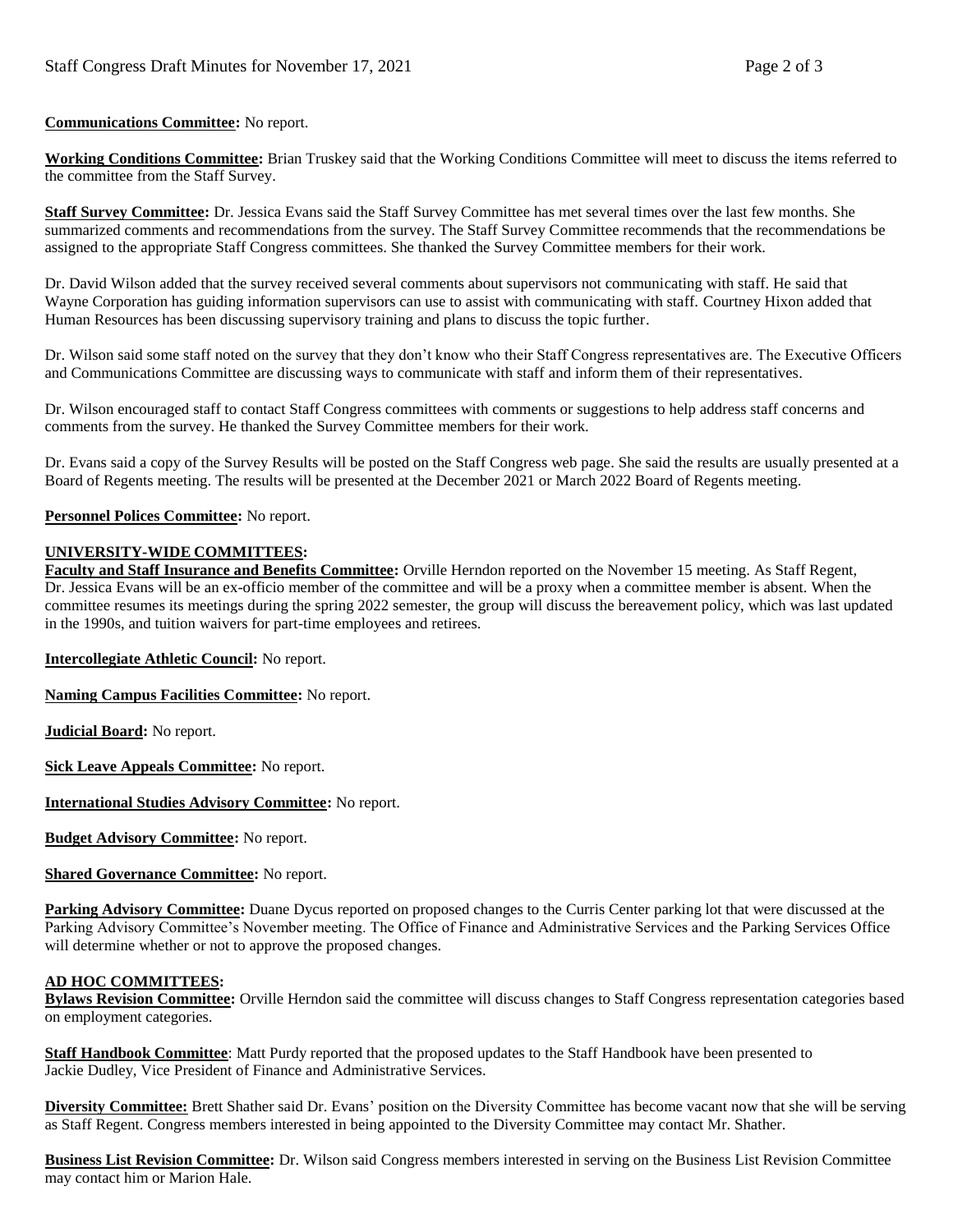**Communications Committee:** No report.

**Working Conditions Committee:** Brian Truskey said that the Working Conditions Committee will meet to discuss the items referred to the committee from the Staff Survey.

**Staff Survey Committee:** Dr. Jessica Evans said the Staff Survey Committee has met several times over the last few months. She summarized comments and recommendations from the survey. The Staff Survey Committee recommends that the recommendations be assigned to the appropriate Staff Congress committees. She thanked the Survey Committee members for their work.

Dr. David Wilson added that the survey received several comments about supervisors not communicating with staff. He said that Wayne Corporation has guiding information supervisors can use to assist with communicating with staff. Courtney Hixon added that Human Resources has been discussing supervisory training and plans to discuss the topic further.

Dr. Wilson said some staff noted on the survey that they don't know who their Staff Congress representatives are. The Executive Officers and Communications Committee are discussing ways to communicate with staff and inform them of their representatives.

Dr. Wilson encouraged staff to contact Staff Congress committees with comments or suggestions to help address staff concerns and comments from the survey. He thanked the Survey Committee members for their work.

Dr. Evans said a copy of the Survey Results will be posted on the Staff Congress web page. She said the results are usually presented at a Board of Regents meeting. The results will be presented at the December 2021 or March 2022 Board of Regents meeting.

**Personnel Polices Committee:** No report.

**UNIVERSITY-WIDE COMMITTEES:**

**Faculty and Staff Insurance and Benefits Committee:** Orville Herndon reported on the November 15 meeting. As Staff Regent, Dr. Jessica Evans will be an ex-officio member of the committee and will be a proxy when a committee member is absent. When the committee resumes its meetings during the spring 2022 semester, the group will discuss the bereavement policy, which was last updated in the 1990s, and tuition waivers for part-time employees and retirees.

**Intercollegiate Athletic Council:** No report.

**Naming Campus Facilities Committee:** No report.

**Judicial Board:** No report.

**Sick Leave Appeals Committee:** No report.

**International Studies Advisory Committee:** No report.

**Budget Advisory Committee:** No report.

**Shared Governance Committee:** No report.

**Parking Advisory Committee:** Duane Dycus reported on proposed changes to the Curris Center parking lot that were discussed at the Parking Advisory Committee's November meeting. The Office of Finance and Administrative Services and the Parking Services Office will determine whether or not to approve the proposed changes.

**AD HOC COMMITTEES:**

**Bylaws Revision Committee:** Orville Herndon said the committee will discuss changes to Staff Congress representation categories based on employment categories.

**Staff Handbook Committee**: Matt Purdy reported that the proposed updates to the Staff Handbook have been presented to Jackie Dudley, Vice President of Finance and Administrative Services.

**Diversity Committee:** Brett Shather said Dr. Evans' position on the Diversity Committee has become vacant now that she will be serving as Staff Regent. Congress members interested in being appointed to the Diversity Committee may contact Mr. Shather.

**Business List Revision Committee:** Dr. Wilson said Congress members interested in serving on the Business List Revision Committee may contact him or Marion Hale.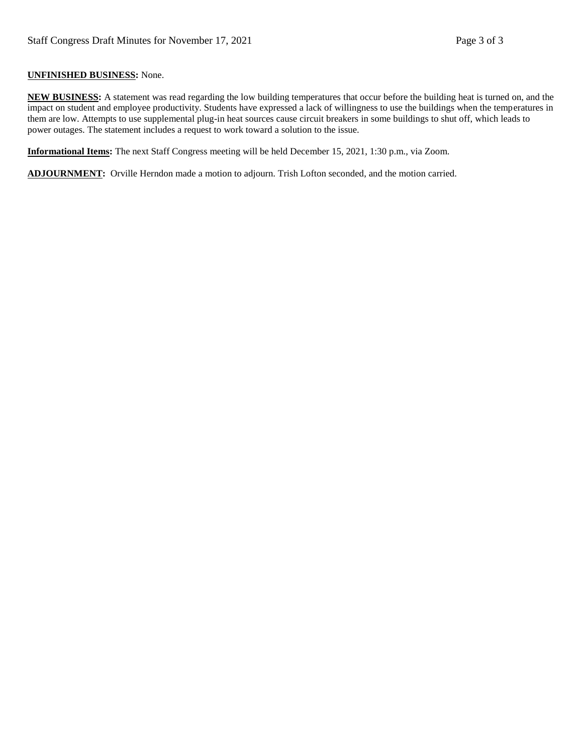**UNFINISHED BUSINESS:** None.

**NEW BUSINESS:** A statement was read regarding the low building temperatures that occur before the building heat is turned on, and the impact on student and employee productivity. Students have expressed a lack of willingness to use the buildings when the temperatures in them are low. Attempts to use supplemental plug-in heat sources cause circuit breakers in some buildings to shut off, which leads to power outages. The statement includes a request to work toward a solution to the issue.

**Informational Items:** The next Staff Congress meeting will be held December 15, 2021, 1:30 p.m., via Zoom.

**ADJOURNMENT:** Orville Herndon made a motion to adjourn. Trish Lofton seconded, and the motion carried.